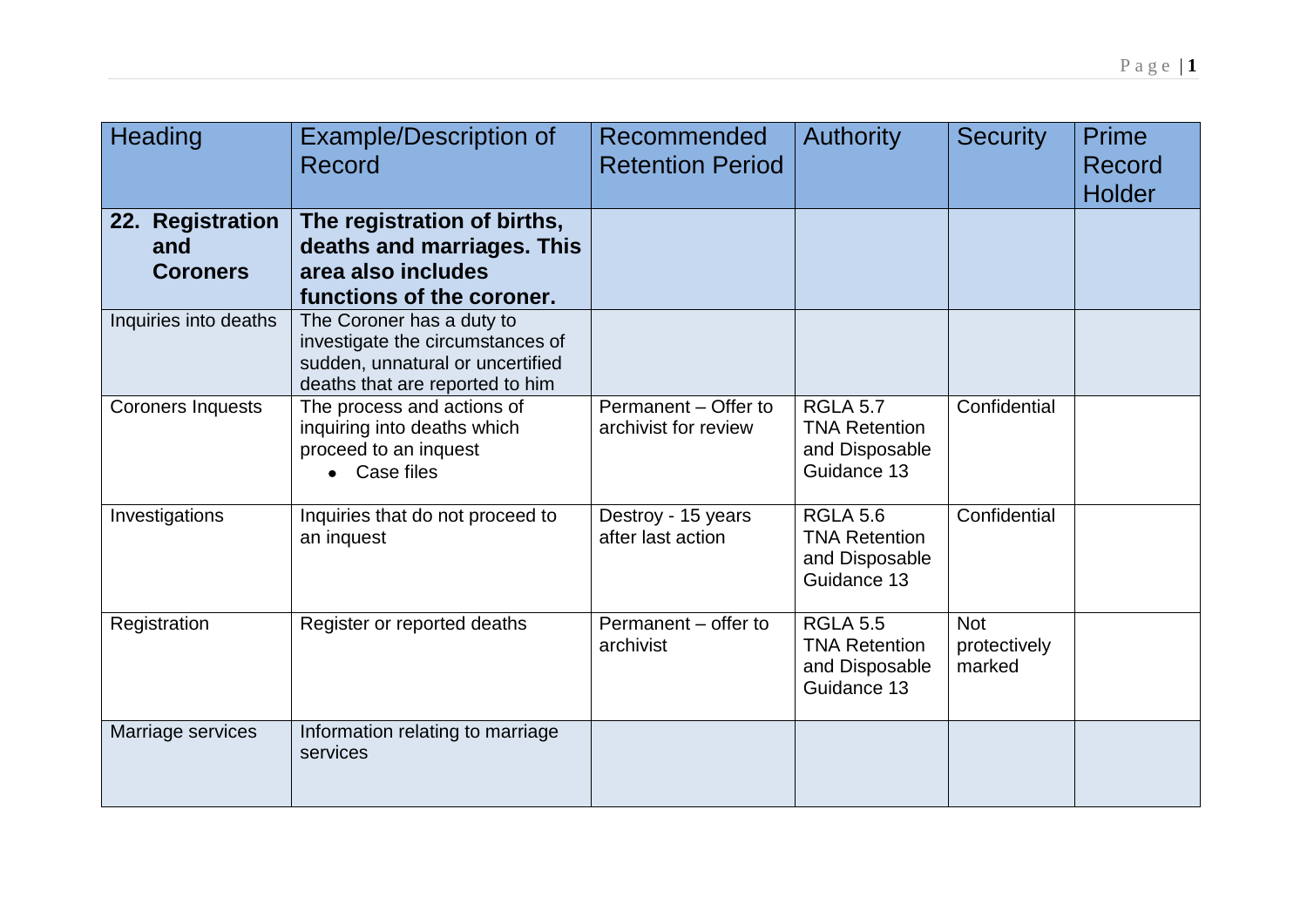| Heading | Example/Description of Record | Recommended Retention Period | Authority | Security | Prime Record Holder |
|---|---|---|---|---|---|
| **22. Registration and Coroners** | **The registration of births, deaths and marriages. This area also includes functions of the coroner.** | | | | |
| Inquiries into deaths | The Coroner has a duty to investigate the circumstances of sudden, unnatural or uncertified deaths that are reported to him | | | | |
| Coroners Inquests | The process and actions of inquiring into deaths which proceed to an inquest<br>• Case files | Permanent – Offer to archivist for review | RGLA 5.7 TNA Retention and Disposable Guidance 13 | Confidential | |
| Investigations | Inquiries that do not proceed to an inquest | Destroy - 15 years after last action | RGLA 5.6 TNA Retention and Disposable Guidance 13 | Confidential | |
| Registration | Register or reported deaths | Permanent – offer to archivist | RGLA 5.5 TNA Retention and Disposable Guidance 13 | Not protectively marked | |
| Marriage services | Information relating to marriage services | | | | |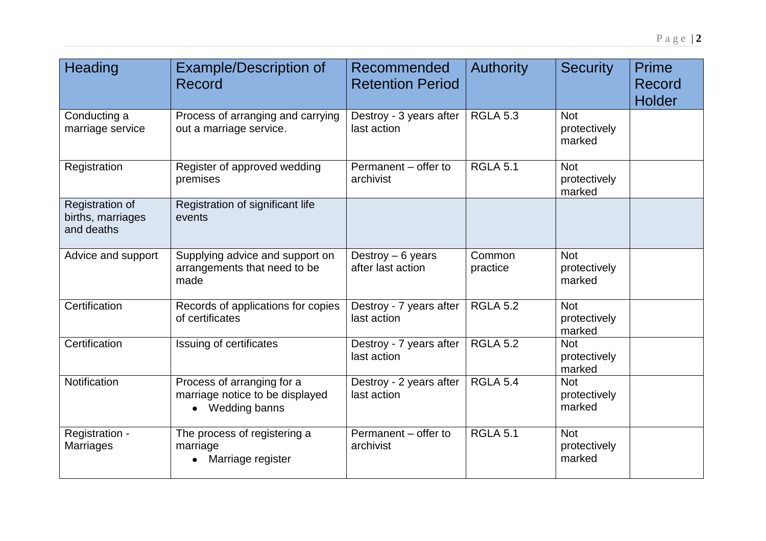| Heading | Example/Description of Record | Recommended Retention Period | Authority | Security | Prime Record Holder |
|---|---|---|---|---|---|
| Conducting a marriage service | Process of arranging and carrying out a marriage service. | Destroy - 3 years after last action | RGLA 5.3 | Not protectively marked | |
| Registration | Register of approved wedding premises | Permanent – offer to archivist | RGLA 5.1 | Not protectively marked | |
| Registration of births, marriages and deaths | Registration of significant life events | | | | |
| Advice and support | Supplying advice and support on arrangements that need to be made | Destroy – 6 years after last action | Common practice | Not protectively marked | |
| Certification | Records of applications for copies of certificates | Destroy - 7 years after last action | RGLA 5.2 | Not protectively marked | |
| Certification | Issuing of certificates | Destroy - 7 years after last action | RGLA 5.2 | Not protectively marked | |
| Notification | Process of arranging for a marriage notice to be displayed<br>• Wedding banns | Destroy - 2 years after last action | RGLA 5.4 | Not protectively marked | |
| Registration - Marriages | The process of registering a marriage<br>• Marriage register | Permanent – offer to archivist | RGLA 5.1 | Not protectively marked | |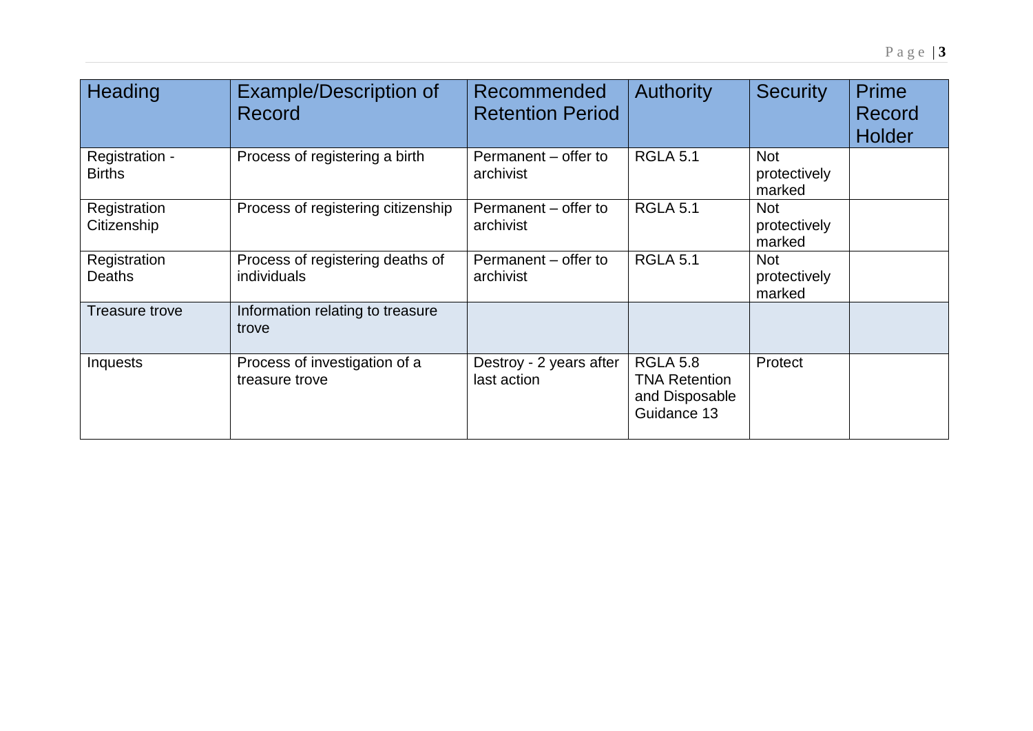| Heading | Example/Description of Record | Recommended Retention Period | Authority | Security | Prime Record Holder |
|---|---|---|---|---|---|
| Registration - Births | Process of registering a birth | Permanent – offer to archivist | RGLA 5.1 | Not protectively marked | |
| Registration Citizenship | Process of registering citizenship | Permanent – offer to archivist | RGLA 5.1 | Not protectively marked | |
| Registration Deaths | Process of registering deaths of individuals | Permanent – offer to archivist | RGLA 5.1 | Not protectively marked | |
| Treasure trove | Information relating to treasure trove | | | | |
| Inquests | Process of investigation of a treasure trove | Destroy - 2 years after last action | RGLA 5.8 TNA Retention and Disposable Guidance 13 | Protect | |